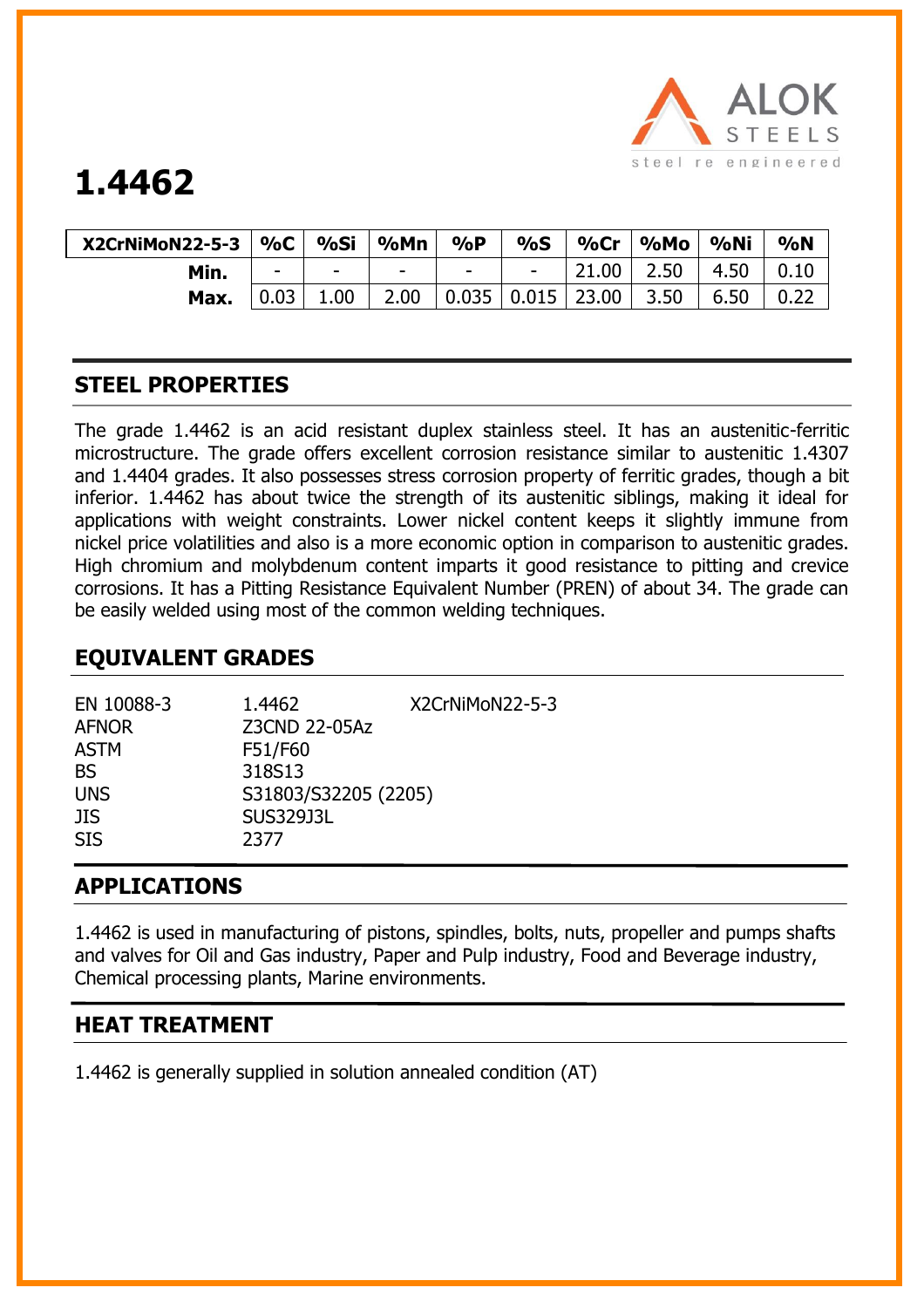ALOK STEELS

steel re engineered

# 1.4462

| X2CrNiMoN22-5-3 | %C | %Si | %Mn | %P | %S | %Cr | %Mo | %Ni | %N |
|---|---|---|---|---|---|---|---|---|---|
| **Min.** | - | - | - | - | - | 21.00 | 2.50 | 4.50 | 0.10 |
| **Max.** | 0.03 | 1.00 | 2.00 | 0.035 | 0.015 | 23.00 | 3.50 | 6.50 | 0.22 |

## STEEL PROPERTIES

The grade 1.4462 is an acid resistant duplex stainless steel. It has an austenitic-ferritic microstructure. The grade offers excellent corrosion resistance similar to austenitic 1.4307 and 1.4404 grades. It also possesses stress corrosion property of ferritic grades, though a bit inferior. 1.4462 has about twice the strength of its austenitic siblings, making it ideal for applications with weight constraints. Lower nickel content keeps it slightly immune from nickel price volatilities and also is a more economic option in comparison to austenitic grades. High chromium and molybdenum content imparts it good resistance to pitting and crevice corrosions. It has a Pitting Resistance Equivalent Number (PREN) of about 34. The grade can be easily welded using most of the common welding techniques.

## EQUIVALENT GRADES

| | | |
|---|---|---|
| EN 10088-3 | 1.4462 | X2CrNiMoN22-5-3 |
| AFNOR | Z3CND 22-05Az | |
| ASTM | F51/F60 | |
| BS | 318S13 | |
| UNS | S31803/S32205 (2205) | |
| JIS | SUS329J3L | |
| SIS | 2377 | |

## APPLICATIONS

1.4462 is used in manufacturing of pistons, spindles, bolts, nuts, propeller and pumps shafts and valves for Oil and Gas industry, Paper and Pulp industry, Food and Beverage industry, Chemical processing plants, Marine environments.

## HEAT TREATMENT

1.4462 is generally supplied in solution annealed condition (AT)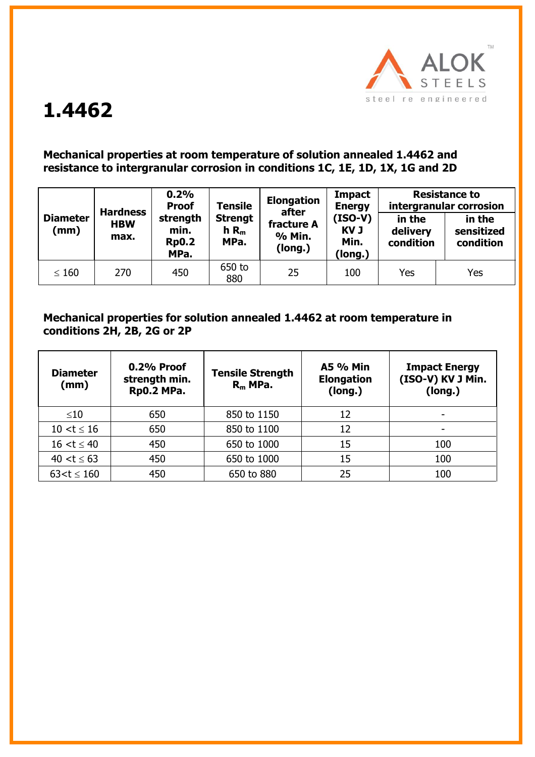# 1.4462

### Mechanical properties at room temperature of solution annealed 1.4462 and resistance to intergranular corrosion in conditions 1C, 1E, 1D, 1X, 1G and 2D

| Diameter (mm) | Hardness HBW max. | 0.2% Proof strength min. Rp0.2 MPa. | Tensile Strength $R_m$ MPa. | Elongation after fracture A % Min. (long.) | Impact Energy (ISO-V) KV J Min. (long.) | Resistance to intergranular corrosion | |
|---|---|---|---|---|---|---|---|
| | | | | | | in the delivery condition | in the sensitized condition |
| ≤ 160 | 270 | 450 | 650 to 880 | 25 | 100 | Yes | Yes |

### Mechanical properties for solution annealed 1.4462 at room temperature in conditions 2H, 2B, 2G or 2P

| Diameter (mm) | 0.2% Proof strength min. Rp0.2 MPa. | Tensile Strength $R_m$ MPa. | A5 % Min Elongation (long.) | Impact Energy (ISO-V) KV J Min. (long.) |
|---|---|---|---|---|
| ≤10 | 650 | 850 to 1150 | 12 | - |
| 10 <t ≤ 16 | 650 | 850 to 1100 | 12 | - |
| 16 <t ≤ 40 | 450 | 650 to 1000 | 15 | 100 |
| 40 <t ≤ 63 | 450 | 650 to 1000 | 15 | 100 |
| 63<t ≤ 160 | 450 | 650 to 880 | 25 | 100 |